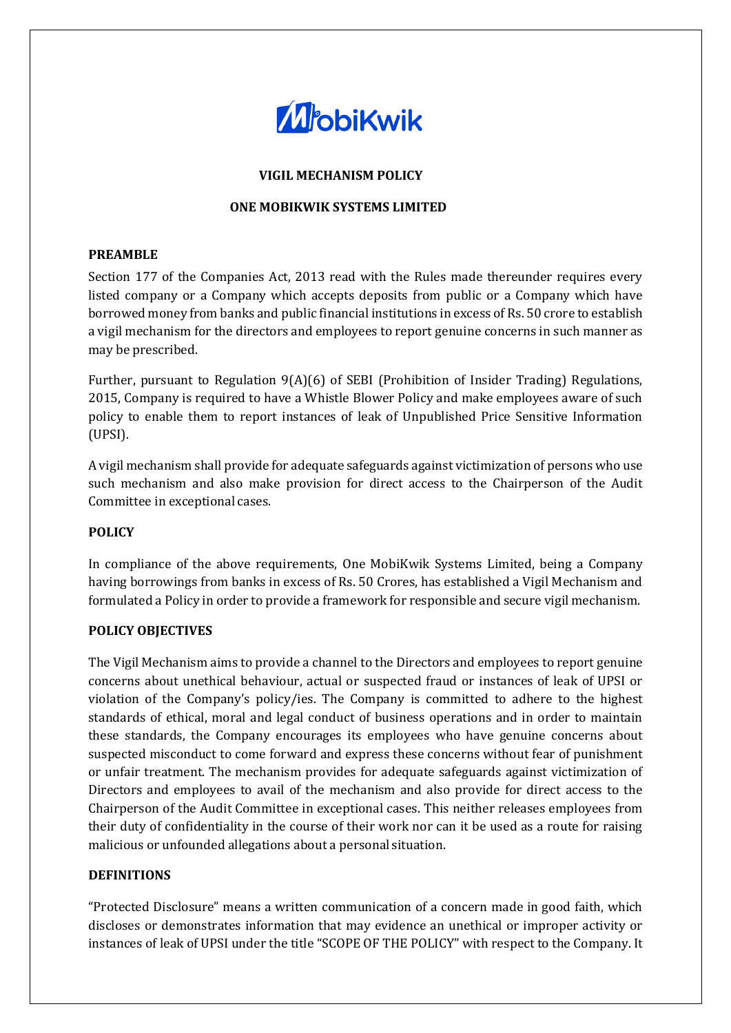# VIGIL MECHANISM POLICY

## ONE MOBIKWIK SYSTEMS LIMITED

### PREAMBLE

Section 177 of the Companies Act, 2013 read with the Rules made thereunder requires every listed company or a Company which accepts deposits from public or a Company which have borrowed money from banks and public financial institutions in excess of Rs. 50 crore to establish a vigil mechanism for the directors and employees to report genuine concerns in such manner as may be prescribed.

Further, pursuant to Regulation 9(A)(6) of SEBI (Prohibition of Insider Trading) Regulations, 2015, Company is required to have a Whistle Blower Policy and make employees aware of such policy to enable them to report instances of leak of Unpublished Price Sensitive Information (UPSI).

A vigil mechanism shall provide for adequate safeguards against victimization of persons who use such mechanism and also make provision for direct access to the Chairperson of the Audit Committee in exceptional cases.

### POLICY

In compliance of the above requirements, One MobiKwik Systems Limited, being a Company having borrowings from banks in excess of Rs. 50 Crores, has established a Vigil Mechanism and formulated a Policy in order to provide a framework for responsible and secure vigil mechanism.

### POLICY OBJECTIVES

The Vigil Mechanism aims to provide a channel to the Directors and employees to report genuine concerns about unethical behaviour, actual or suspected fraud or instances of leak of UPSI or violation of the Company's policy/ies. The Company is committed to adhere to the highest standards of ethical, moral and legal conduct of business operations and in order to maintain these standards, the Company encourages its employees who have genuine concerns about suspected misconduct to come forward and express these concerns without fear of punishment or unfair treatment. The mechanism provides for adequate safeguards against victimization of Directors and employees to avail of the mechanism and also provide for direct access to the Chairperson of the Audit Committee in exceptional cases. This neither releases employees from their duty of confidentiality in the course of their work nor can it be used as a route for raising malicious or unfounded allegations about a personal situation.

### DEFINITIONS

"Protected Disclosure" means a written communication of a concern made in good faith, which discloses or demonstrates information that may evidence an unethical or improper activity or instances of leak of UPSI under the title "SCOPE OF THE POLICY" with respect to the Company. It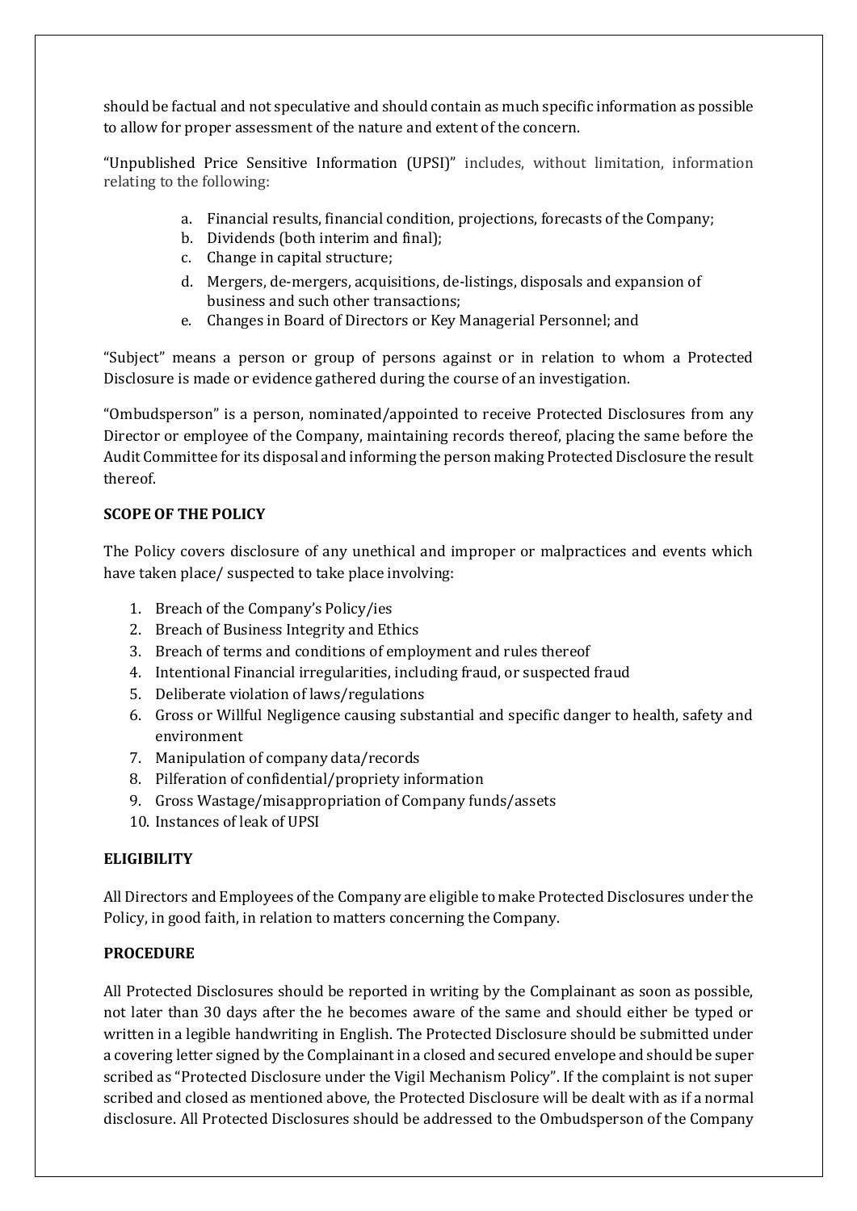should be factual and not speculative and should contain as much specific information as possible to allow for proper assessment of the nature and extent of the concern.

"Unpublished Price Sensitive Information (UPSI)" includes, without limitation, information relating to the following:

a. Financial results, financial condition, projections, forecasts of the Company;
b. Dividends (both interim and final);
c. Change in capital structure;
d. Mergers, de-mergers, acquisitions, de-listings, disposals and expansion of business and such other transactions;
e. Changes in Board of Directors or Key Managerial Personnel; and

"Subject" means a person or group of persons against or in relation to whom a Protected Disclosure is made or evidence gathered during the course of an investigation.

"Ombudsperson" is a person, nominated/appointed to receive Protected Disclosures from any Director or employee of the Company, maintaining records thereof, placing the same before the Audit Committee for its disposal and informing the person making Protected Disclosure the result thereof.

**SCOPE OF THE POLICY**

The Policy covers disclosure of any unethical and improper or malpractices and events which have taken place/ suspected to take place involving:

1. Breach of the Company's Policy/ies
2. Breach of Business Integrity and Ethics
3. Breach of terms and conditions of employment and rules thereof
4. Intentional Financial irregularities, including fraud, or suspected fraud
5. Deliberate violation of laws/regulations
6. Gross or Willful Negligence causing substantial and specific danger to health, safety and environment
7. Manipulation of company data/records
8. Pilferation of confidential/propriety information
9. Gross Wastage/misappropriation of Company funds/assets
10. Instances of leak of UPSI

**ELIGIBILITY**

All Directors and Employees of the Company are eligible to make Protected Disclosures under the Policy, in good faith, in relation to matters concerning the Company.

**PROCEDURE**

All Protected Disclosures should be reported in writing by the Complainant as soon as possible, not later than 30 days after the he becomes aware of the same and should either be typed or written in a legible handwriting in English. The Protected Disclosure should be submitted under a covering letter signed by the Complainant in a closed and secured envelope and should be super scribed as "Protected Disclosure under the Vigil Mechanism Policy". If the complaint is not super scribed and closed as mentioned above, the Protected Disclosure will be dealt with as if a normal disclosure. All Protected Disclosures should be addressed to the Ombudsperson of the Company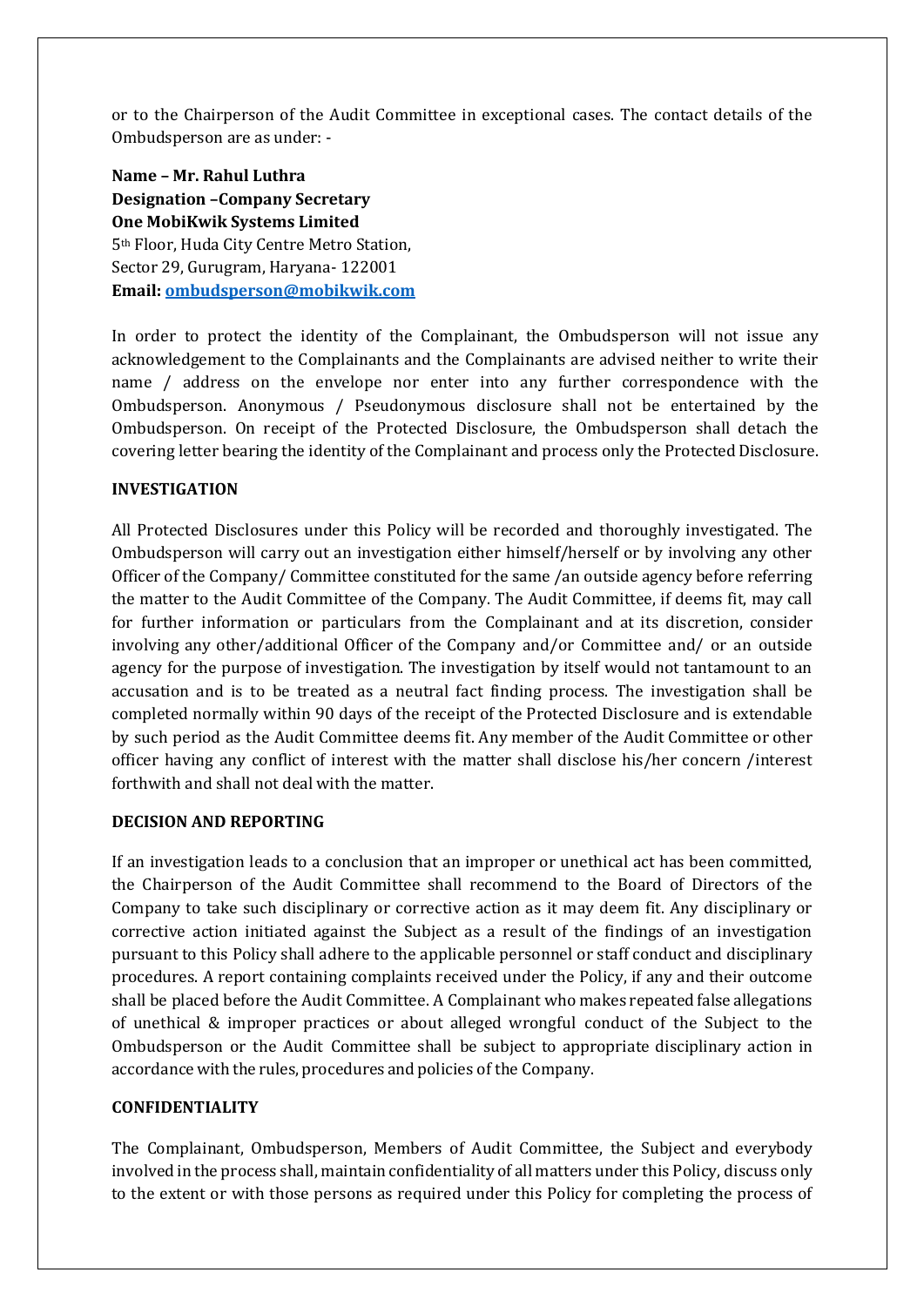or to the Chairperson of the Audit Committee in exceptional cases. The contact details of the Ombudsperson are as under: -

**Name – Mr. Rahul Luthra**
**Designation –Company Secretary**
**One MobiKwik Systems Limited**
5th Floor, Huda City Centre Metro Station,
Sector 29, Gurugram, Haryana- 122001
**Email: [ombudsperson@mobikwik.com](mailto:ombudsperson@mobikwik.com)**

In order to protect the identity of the Complainant, the Ombudsperson will not issue any acknowledgement to the Complainants and the Complainants are advised neither to write their name / address on the envelope nor enter into any further correspondence with the Ombudsperson. Anonymous / Pseudonymous disclosure shall not be entertained by the Ombudsperson. On receipt of the Protected Disclosure, the Ombudsperson shall detach the covering letter bearing the identity of the Complainant and process only the Protected Disclosure.

## INVESTIGATION

All Protected Disclosures under this Policy will be recorded and thoroughly investigated. The Ombudsperson will carry out an investigation either himself/herself or by involving any other Officer of the Company/ Committee constituted for the same /an outside agency before referring the matter to the Audit Committee of the Company. The Audit Committee, if deems fit, may call for further information or particulars from the Complainant and at its discretion, consider involving any other/additional Officer of the Company and/or Committee and/ or an outside agency for the purpose of investigation. The investigation by itself would not tantamount to an accusation and is to be treated as a neutral fact finding process. The investigation shall be completed normally within 90 days of the receipt of the Protected Disclosure and is extendable by such period as the Audit Committee deems fit. Any member of the Audit Committee or other officer having any conflict of interest with the matter shall disclose his/her concern /interest forthwith and shall not deal with the matter.

## DECISION AND REPORTING

If an investigation leads to a conclusion that an improper or unethical act has been committed, the Chairperson of the Audit Committee shall recommend to the Board of Directors of the Company to take such disciplinary or corrective action as it may deem fit. Any disciplinary or corrective action initiated against the Subject as a result of the findings of an investigation pursuant to this Policy shall adhere to the applicable personnel or staff conduct and disciplinary procedures. A report containing complaints received under the Policy, if any and their outcome shall be placed before the Audit Committee. A Complainant who makes repeated false allegations of unethical & improper practices or about alleged wrongful conduct of the Subject to the Ombudsperson or the Audit Committee shall be subject to appropriate disciplinary action in accordance with the rules, procedures and policies of the Company.

## CONFIDENTIALITY

The Complainant, Ombudsperson, Members of Audit Committee, the Subject and everybody involved in the process shall, maintain confidentiality of all matters under this Policy, discuss only to the extent or with those persons as required under this Policy for completing the process of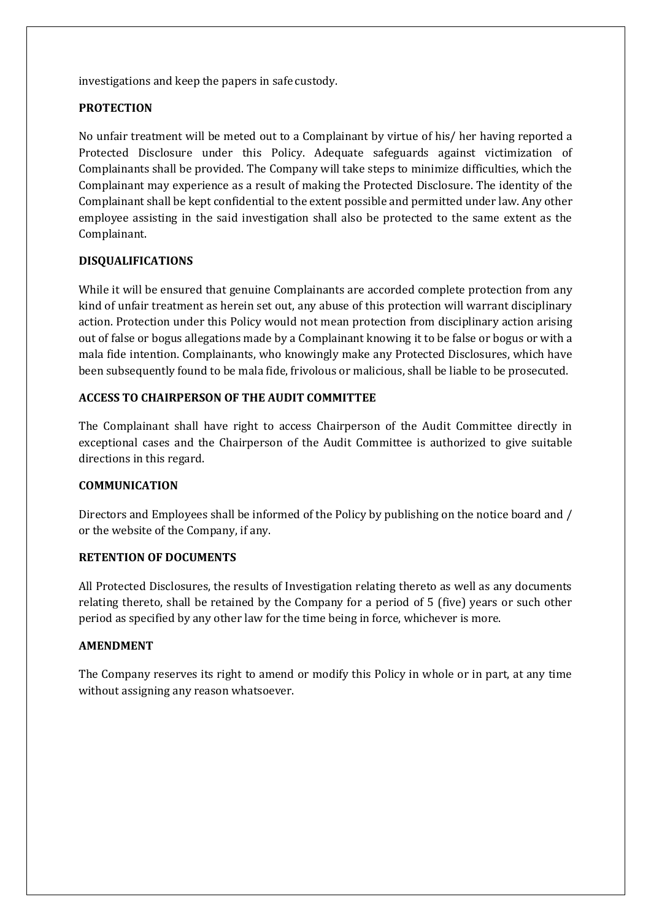investigations and keep the papers in safe custody.

**PROTECTION**

No unfair treatment will be meted out to a Complainant by virtue of his/ her having reported a Protected Disclosure under this Policy. Adequate safeguards against victimization of Complainants shall be provided. The Company will take steps to minimize difficulties, which the Complainant may experience as a result of making the Protected Disclosure. The identity of the Complainant shall be kept confidential to the extent possible and permitted under law. Any other employee assisting in the said investigation shall also be protected to the same extent as the Complainant.

**DISQUALIFICATIONS**

While it will be ensured that genuine Complainants are accorded complete protection from any kind of unfair treatment as herein set out, any abuse of this protection will warrant disciplinary action. Protection under this Policy would not mean protection from disciplinary action arising out of false or bogus allegations made by a Complainant knowing it to be false or bogus or with a mala fide intention. Complainants, who knowingly make any Protected Disclosures, which have been subsequently found to be mala fide, frivolous or malicious, shall be liable to be prosecuted.

**ACCESS TO CHAIRPERSON OF THE AUDIT COMMITTEE**

The Complainant shall have right to access Chairperson of the Audit Committee directly in exceptional cases and the Chairperson of the Audit Committee is authorized to give suitable directions in this regard.

**COMMUNICATION**

Directors and Employees shall be informed of the Policy by publishing on the notice board and / or the website of the Company, if any.

**RETENTION OF DOCUMENTS**

All Protected Disclosures, the results of Investigation relating thereto as well as any documents relating thereto, shall be retained by the Company for a period of 5 (five) years or such other period as specified by any other law for the time being in force, whichever is more.

**AMENDMENT**

The Company reserves its right to amend or modify this Policy in whole or in part, at any time without assigning any reason whatsoever.